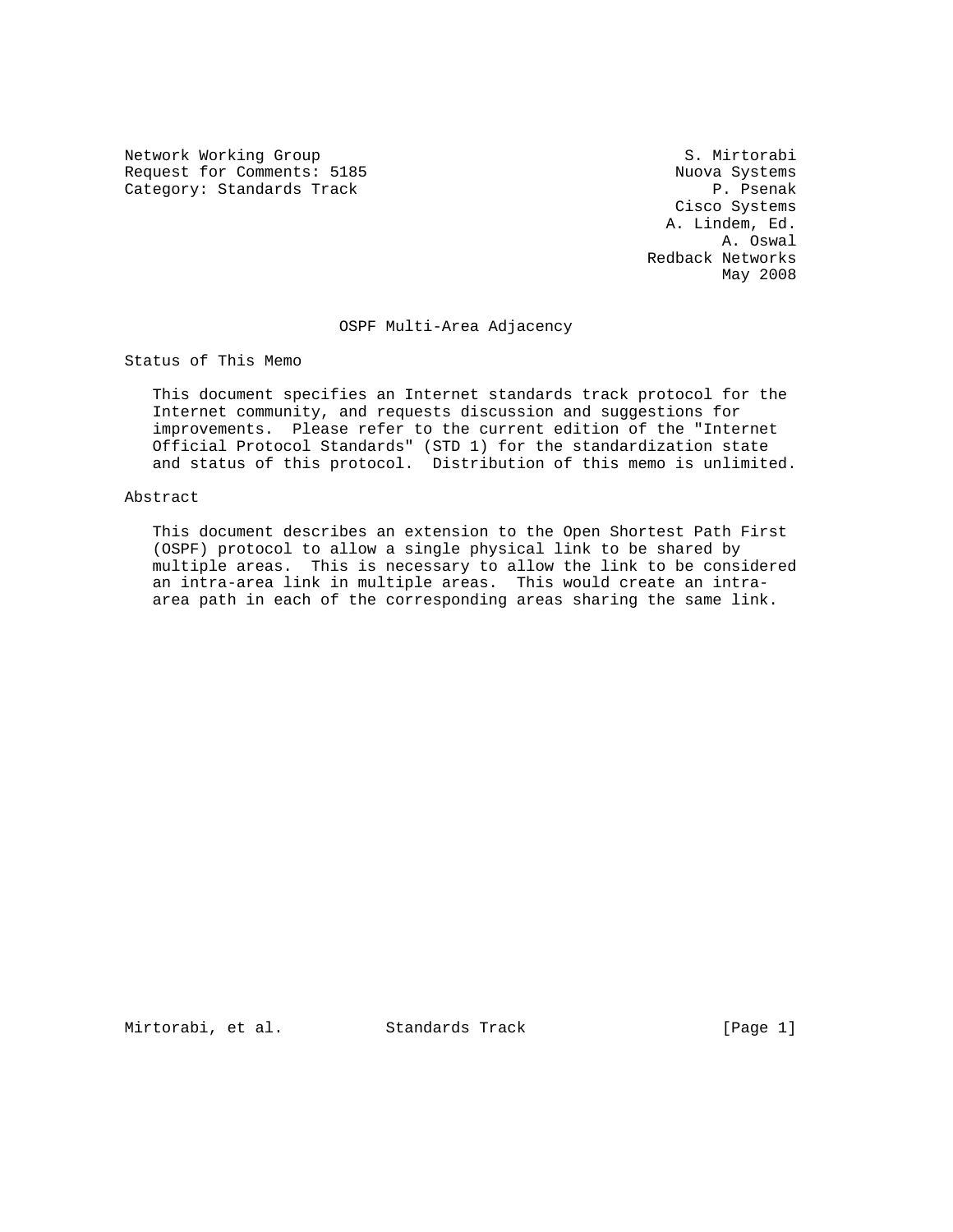Network Working Group S. Mirtorabi
Request for Comments: 5185 Nuova Systems
Category: Standards Track P. Psenak
Cisco Systems
A. Lindem, Ed.
A. Oswal
Redback Networks
May 2008

# OSPF Multi-Area Adjacency

## Status of This Memo

This document specifies an Internet standards track protocol for the Internet community, and requests discussion and suggestions for improvements. Please refer to the current edition of the "Internet Official Protocol Standards" (STD 1) for the standardization state and status of this protocol. Distribution of this memo is unlimited.

## Abstract

This document describes an extension to the Open Shortest Path First (OSPF) protocol to allow a single physical link to be shared by multiple areas. This is necessary to allow the link to be considered an intra-area link in multiple areas. This would create an intra-area path in each of the corresponding areas sharing the same link.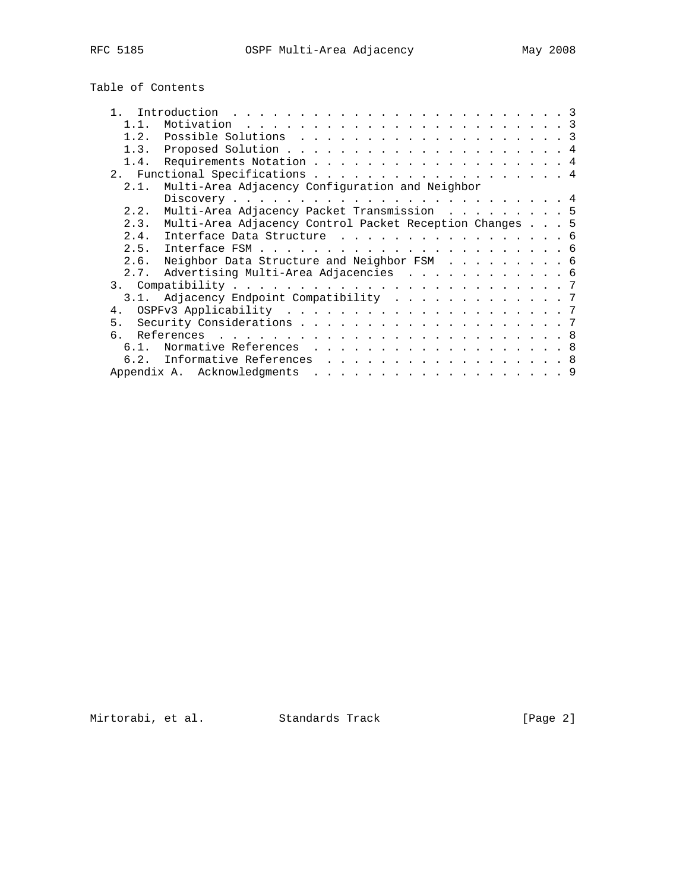## Table of Contents

```
   1.  Introduction . . . . . . . . . . . . . . . . . . . . . . . . . 3
     1.1.  Motivation . . . . . . . . . . . . . . . . . . . . . . . . 3
     1.2.  Possible Solutions . . . . . . . . . . . . . . . . . . . . 3
     1.3.  Proposed Solution . . . . . . . . . . . . . . . . . . . . . 4
     1.4.  Requirements Notation . . . . . . . . . . . . . . . . . . . 4
   2.  Functional Specifications . . . . . . . . . . . . . . . . . . . 4
     2.1.  Multi-Area Adjacency Configuration and Neighbor
           Discovery . . . . . . . . . . . . . . . . . . . . . . . . . 4
     2.2.  Multi-Area Adjacency Packet Transmission . . . . . . . . . 5
     2.3.  Multi-Area Adjacency Control Packet Reception Changes . . . 5
     2.4.  Interface Data Structure . . . . . . . . . . . . . . . . . 6
     2.5.  Interface FSM . . . . . . . . . . . . . . . . . . . . . . . 6
     2.6.  Neighbor Data Structure and Neighbor FSM . . . . . . . . . 6
     2.7.  Advertising Multi-Area Adjacencies . . . . . . . . . . . . 6
   3.  Compatibility . . . . . . . . . . . . . . . . . . . . . . . . . 7
     3.1.  Adjacency Endpoint Compatibility . . . . . . . . . . . . . 7
   4.  OSPFv3 Applicability . . . . . . . . . . . . . . . . . . . . . 7
   5.  Security Considerations . . . . . . . . . . . . . . . . . . . . 7
   6.  References . . . . . . . . . . . . . . . . . . . . . . . . . . 8
     6.1.  Normative References . . . . . . . . . . . . . . . . . . . 8
     6.2.  Informative References . . . . . . . . . . . . . . . . . . 8
   Appendix A.  Acknowledgments . . . . . . . . . . . . . . . . . . . 9
```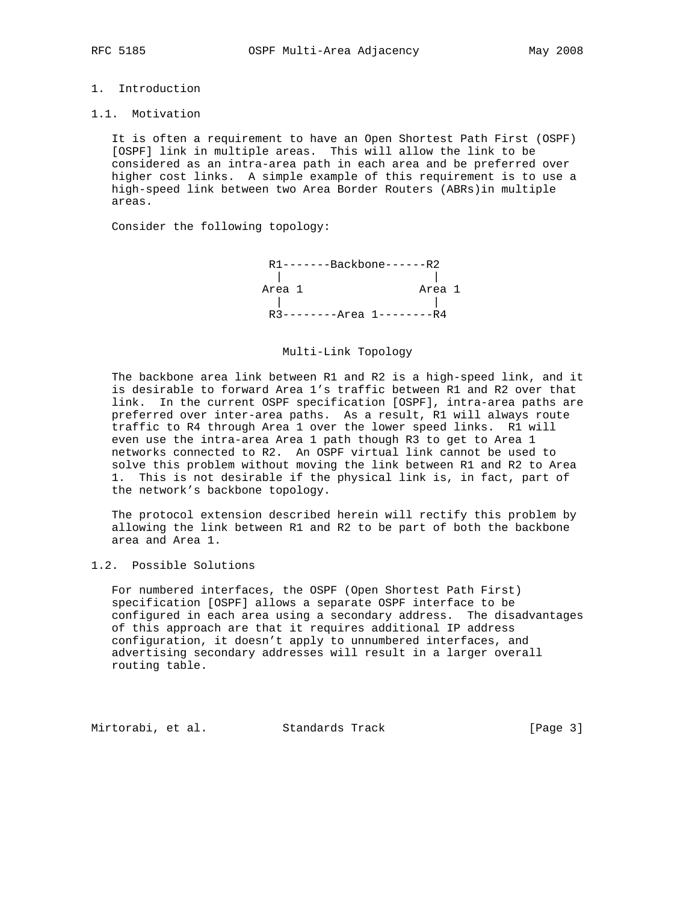# 1. Introduction

## 1.1. Motivation

It is often a requirement to have an Open Shortest Path First (OSPF) [OSPF] link in multiple areas. This will allow the link to be considered as an intra-area path in each area and be preferred over higher cost links. A simple example of this requirement is to use a high-speed link between two Area Border Routers (ABRs)in multiple areas.

Consider the following topology:

```
 R1-------Backbone------R2
   |                    |
Area 1               Area 1
   |                    |
 R3--------Area 1--------R4
```

Multi-Link Topology

The backbone area link between R1 and R2 is a high-speed link, and it is desirable to forward Area 1’s traffic between R1 and R2 over that link. In the current OSPF specification [OSPF], intra-area paths are preferred over inter-area paths. As a result, R1 will always route traffic to R4 through Area 1 over the lower speed links. R1 will even use the intra-area Area 1 path though R3 to get to Area 1 networks connected to R2. An OSPF virtual link cannot be used to solve this problem without moving the link between R1 and R2 to Area 1. This is not desirable if the physical link is, in fact, part of the network’s backbone topology.

The protocol extension described herein will rectify this problem by allowing the link between R1 and R2 to be part of both the backbone area and Area 1.

## 1.2. Possible Solutions

For numbered interfaces, the OSPF (Open Shortest Path First) specification [OSPF] allows a separate OSPF interface to be configured in each area using a secondary address. The disadvantages of this approach are that it requires additional IP address configuration, it doesn’t apply to unnumbered interfaces, and advertising secondary addresses will result in a larger overall routing table.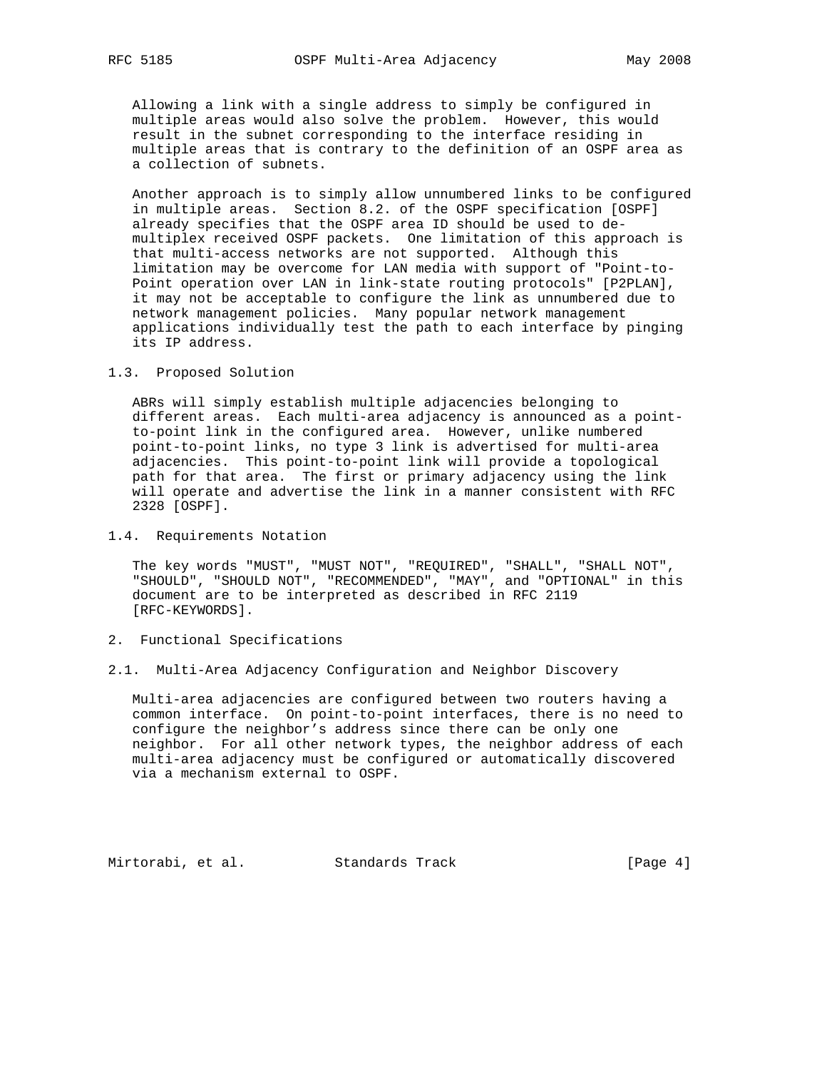Allowing a link with a single address to simply be configured in multiple areas would also solve the problem. However, this would result in the subnet corresponding to the interface residing in multiple areas that is contrary to the definition of an OSPF area as a collection of subnets.

Another approach is to simply allow unnumbered links to be configured in multiple areas. Section 8.2. of the OSPF specification [OSPF] already specifies that the OSPF area ID should be used to de-multiplex received OSPF packets. One limitation of this approach is that multi-access networks are not supported. Although this limitation may be overcome for LAN media with support of "Point-to-Point operation over LAN in link-state routing protocols" [P2PLAN], it may not be acceptable to configure the link as unnumbered due to network management policies. Many popular network management applications individually test the path to each interface by pinging its IP address.

### 1.3. Proposed Solution

ABRs will simply establish multiple adjacencies belonging to different areas. Each multi-area adjacency is announced as a point-to-point link in the configured area. However, unlike numbered point-to-point links, no type 3 link is advertised for multi-area adjacencies. This point-to-point link will provide a topological path for that area. The first or primary adjacency using the link will operate and advertise the link in a manner consistent with RFC 2328 [OSPF].

### 1.4. Requirements Notation

The key words "MUST", "MUST NOT", "REQUIRED", "SHALL", "SHALL NOT", "SHOULD", "SHOULD NOT", "RECOMMENDED", "MAY", and "OPTIONAL" in this document are to be interpreted as described in RFC 2119 [RFC-KEYWORDS].

## 2. Functional Specifications

### 2.1. Multi-Area Adjacency Configuration and Neighbor Discovery

Multi-area adjacencies are configured between two routers having a common interface. On point-to-point interfaces, there is no need to configure the neighbor's address since there can be only one neighbor. For all other network types, the neighbor address of each multi-area adjacency must be configured or automatically discovered via a mechanism external to OSPF.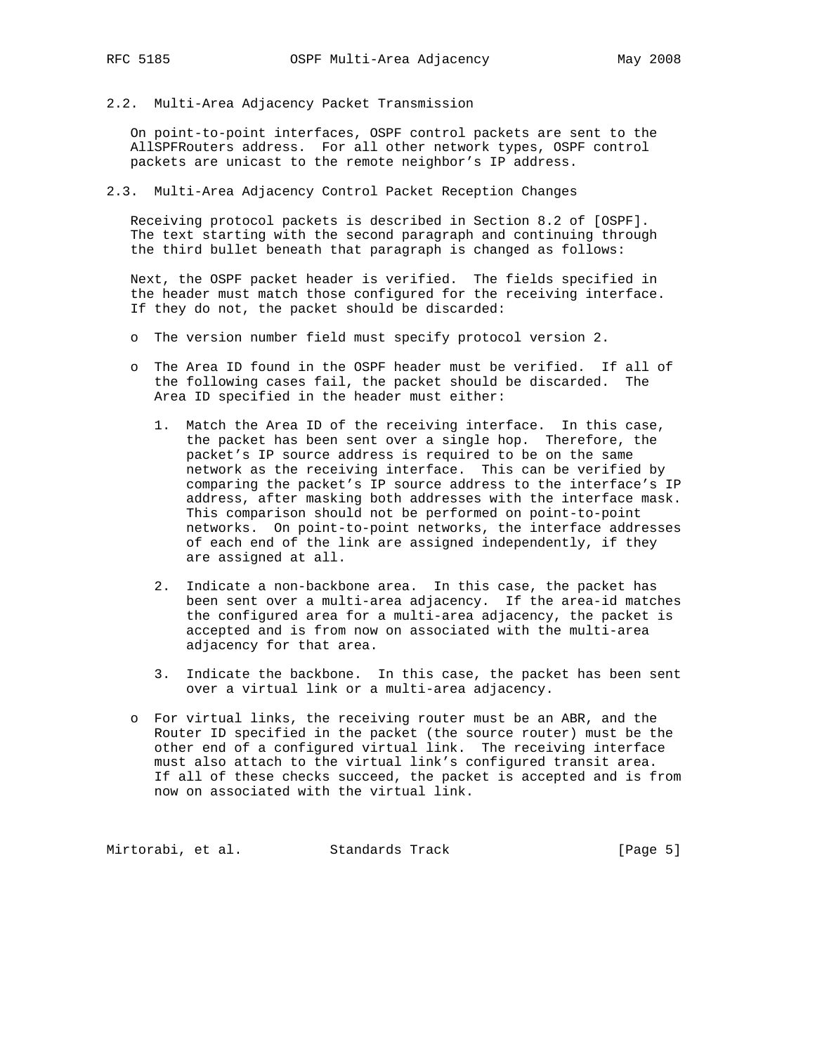## 2.2. Multi-Area Adjacency Packet Transmission

On point-to-point interfaces, OSPF control packets are sent to the AllSPFRouters address. For all other network types, OSPF control packets are unicast to the remote neighbor's IP address.

## 2.3. Multi-Area Adjacency Control Packet Reception Changes

Receiving protocol packets is described in Section 8.2 of [OSPF]. The text starting with the second paragraph and continuing through the third bullet beneath that paragraph is changed as follows:

Next, the OSPF packet header is verified. The fields specified in the header must match those configured for the receiving interface. If they do not, the packet should be discarded:

- The version number field must specify protocol version 2.
- The Area ID found in the OSPF header must be verified. If all of the following cases fail, the packet should be discarded. The Area ID specified in the header must either:
  1. Match the Area ID of the receiving interface. In this case, the packet has been sent over a single hop. Therefore, the packet's IP source address is required to be on the same network as the receiving interface. This can be verified by comparing the packet's IP source address to the interface's IP address, after masking both addresses with the interface mask. This comparison should not be performed on point-to-point networks. On point-to-point networks, the interface addresses of each end of the link are assigned independently, if they are assigned at all.
  2. Indicate a non-backbone area. In this case, the packet has been sent over a multi-area adjacency. If the area-id matches the configured area for a multi-area adjacency, the packet is accepted and is from now on associated with the multi-area adjacency for that area.
  3. Indicate the backbone. In this case, the packet has been sent over a virtual link or a multi-area adjacency.
- For virtual links, the receiving router must be an ABR, and the Router ID specified in the packet (the source router) must be the other end of a configured virtual link. The receiving interface must also attach to the virtual link's configured transit area. If all of these checks succeed, the packet is accepted and is from now on associated with the virtual link.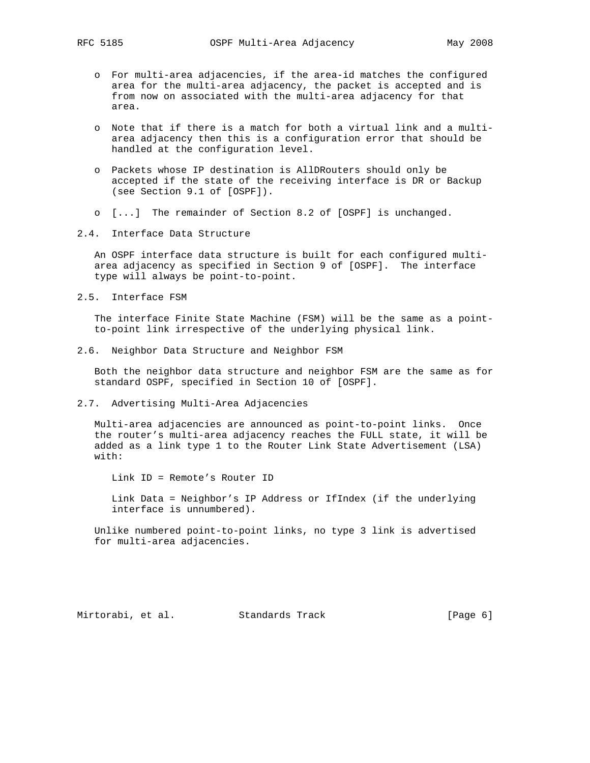- For multi-area adjacencies, if the area-id matches the configured area for the multi-area adjacency, the packet is accepted and is from now on associated with the multi-area adjacency for that area.

- Note that if there is a match for both a virtual link and a multi-area adjacency then this is a configuration error that should be handled at the configuration level.

- Packets whose IP destination is AllDRouters should only be accepted if the state of the receiving interface is DR or Backup (see Section 9.1 of [OSPF]).

- [...] The remainder of Section 8.2 of [OSPF] is unchanged.

## 2.4. Interface Data Structure

An OSPF interface data structure is built for each configured multi-area adjacency as specified in Section 9 of [OSPF]. The interface type will always be point-to-point.

## 2.5. Interface FSM

The interface Finite State Machine (FSM) will be the same as a point-to-point link irrespective of the underlying physical link.

## 2.6. Neighbor Data Structure and Neighbor FSM

Both the neighbor data structure and neighbor FSM are the same as for standard OSPF, specified in Section 10 of [OSPF].

## 2.7. Advertising Multi-Area Adjacencies

Multi-area adjacencies are announced as point-to-point links. Once the router's multi-area adjacency reaches the FULL state, it will be added as a link type 1 to the Router Link State Advertisement (LSA) with:

Link ID = Remote's Router ID

Link Data = Neighbor's IP Address or IfIndex (if the underlying interface is unnumbered).

Unlike numbered point-to-point links, no type 3 link is advertised for multi-area adjacencies.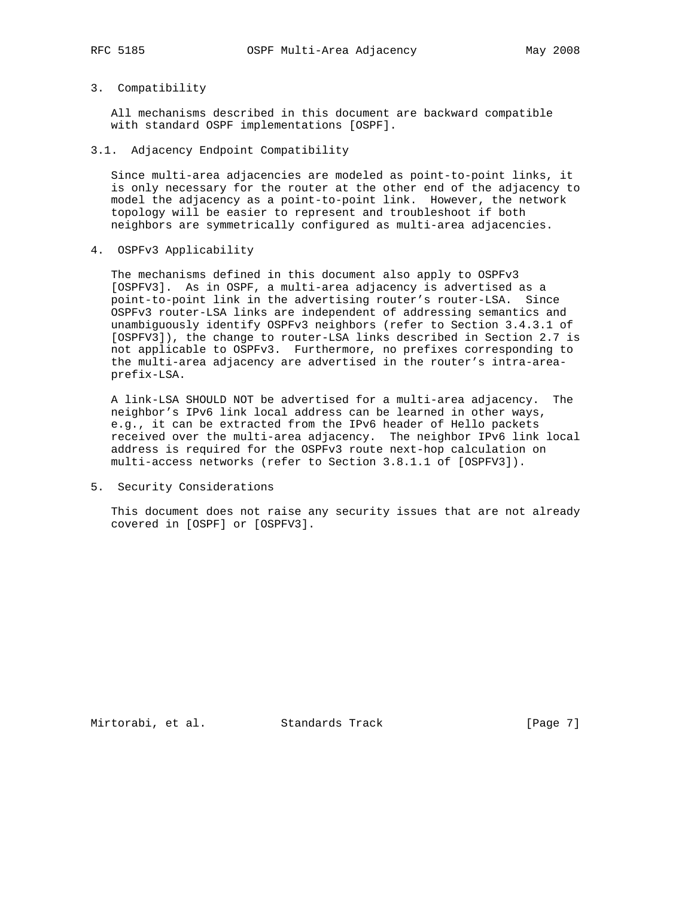## 3. Compatibility

All mechanisms described in this document are backward compatible with standard OSPF implementations [OSPF].

### 3.1. Adjacency Endpoint Compatibility

Since multi-area adjacencies are modeled as point-to-point links, it is only necessary for the router at the other end of the adjacency to model the adjacency as a point-to-point link. However, the network topology will be easier to represent and troubleshoot if both neighbors are symmetrically configured as multi-area adjacencies.

## 4. OSPFv3 Applicability

The mechanisms defined in this document also apply to OSPFv3 [OSPFV3]. As in OSPF, a multi-area adjacency is advertised as a point-to-point link in the advertising router's router-LSA. Since OSPFv3 router-LSA links are independent of addressing semantics and unambiguously identify OSPFv3 neighbors (refer to Section 3.4.3.1 of [OSPFV3]), the change to router-LSA links described in Section 2.7 is not applicable to OSPFv3. Furthermore, no prefixes corresponding to the multi-area adjacency are advertised in the router's intra-area-prefix-LSA.

A link-LSA SHOULD NOT be advertised for a multi-area adjacency. The neighbor's IPv6 link local address can be learned in other ways, e.g., it can be extracted from the IPv6 header of Hello packets received over the multi-area adjacency. The neighbor IPv6 link local address is required for the OSPFv3 route next-hop calculation on multi-access networks (refer to Section 3.8.1.1 of [OSPFV3]).

## 5. Security Considerations

This document does not raise any security issues that are not already covered in [OSPF] or [OSPFV3].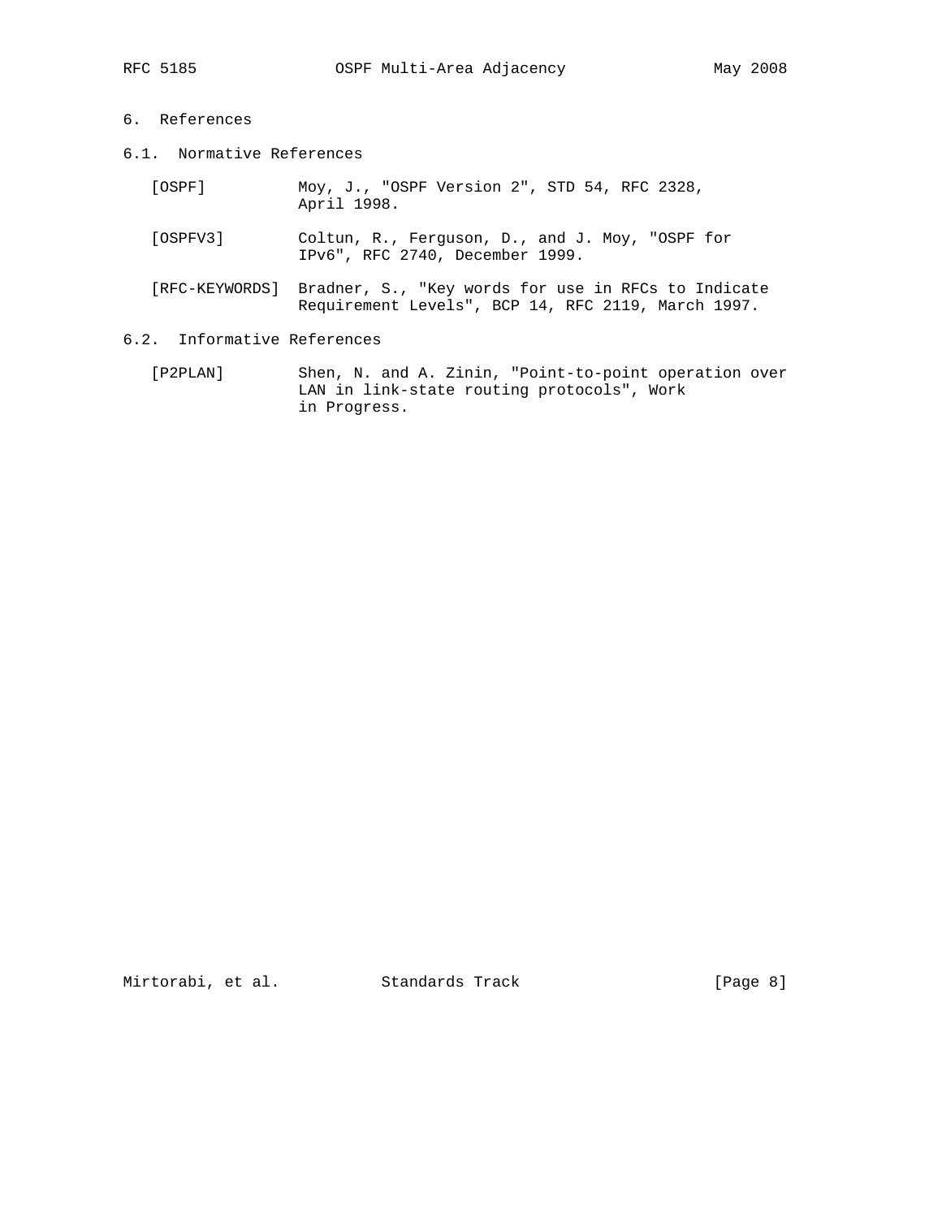# 6. References

## 6.1. Normative References

[OSPF] Moy, J., "OSPF Version 2", STD 54, RFC 2328, April 1998.

[OSPFV3] Coltun, R., Ferguson, D., and J. Moy, "OSPF for IPv6", RFC 2740, December 1999.

[RFC-KEYWORDS] Bradner, S., "Key words for use in RFCs to Indicate Requirement Levels", BCP 14, RFC 2119, March 1997.

## 6.2. Informative References

[P2PLAN] Shen, N. and A. Zinin, "Point-to-point operation over LAN in link-state routing protocols", Work in Progress.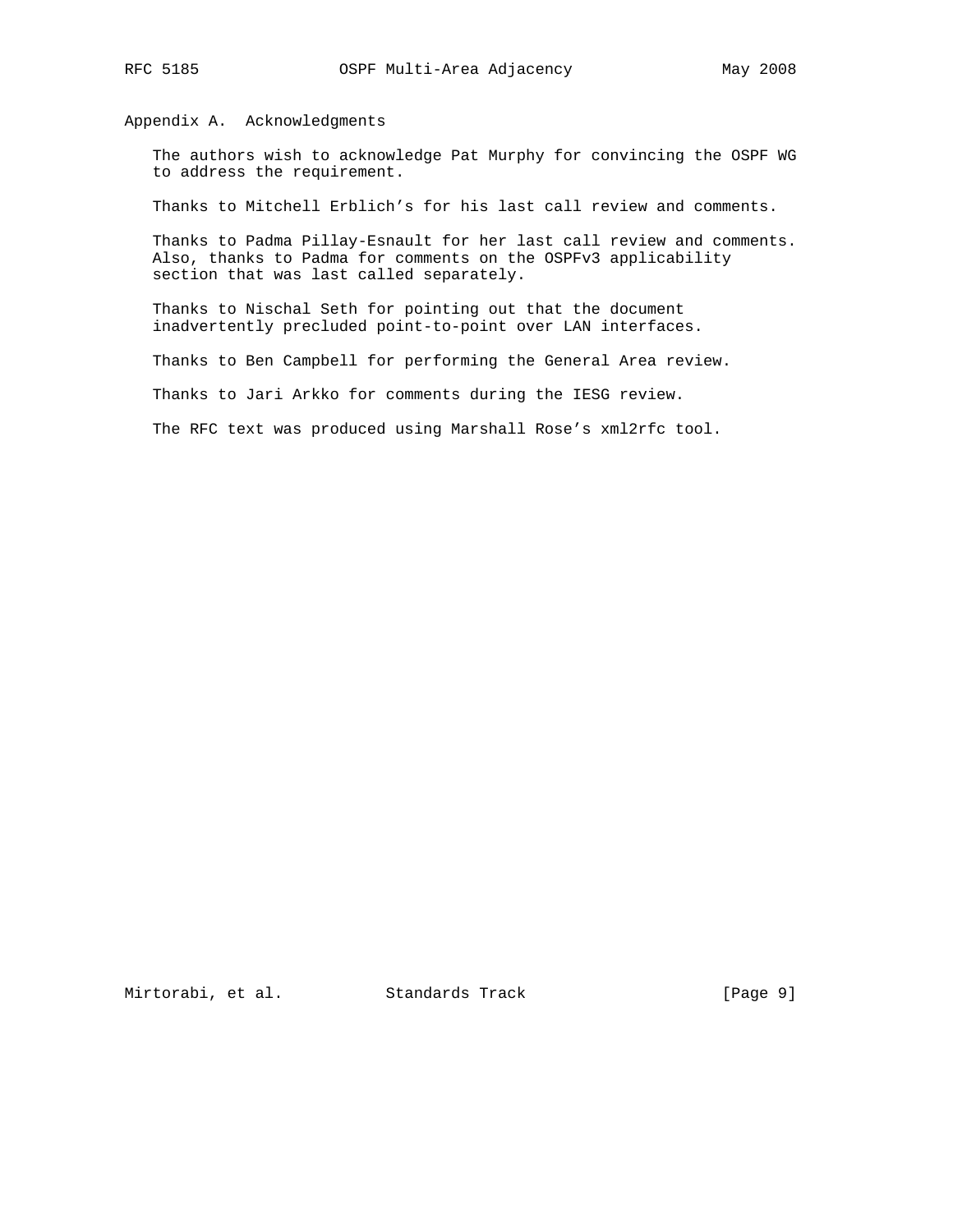## Appendix A. Acknowledgments

The authors wish to acknowledge Pat Murphy for convincing the OSPF WG to address the requirement.

Thanks to Mitchell Erblich's for his last call review and comments.

Thanks to Padma Pillay-Esnault for her last call review and comments. Also, thanks to Padma for comments on the OSPFv3 applicability section that was last called separately.

Thanks to Nischal Seth for pointing out that the document inadvertently precluded point-to-point over LAN interfaces.

Thanks to Ben Campbell for performing the General Area review.

Thanks to Jari Arkko for comments during the IESG review.

The RFC text was produced using Marshall Rose's xml2rfc tool.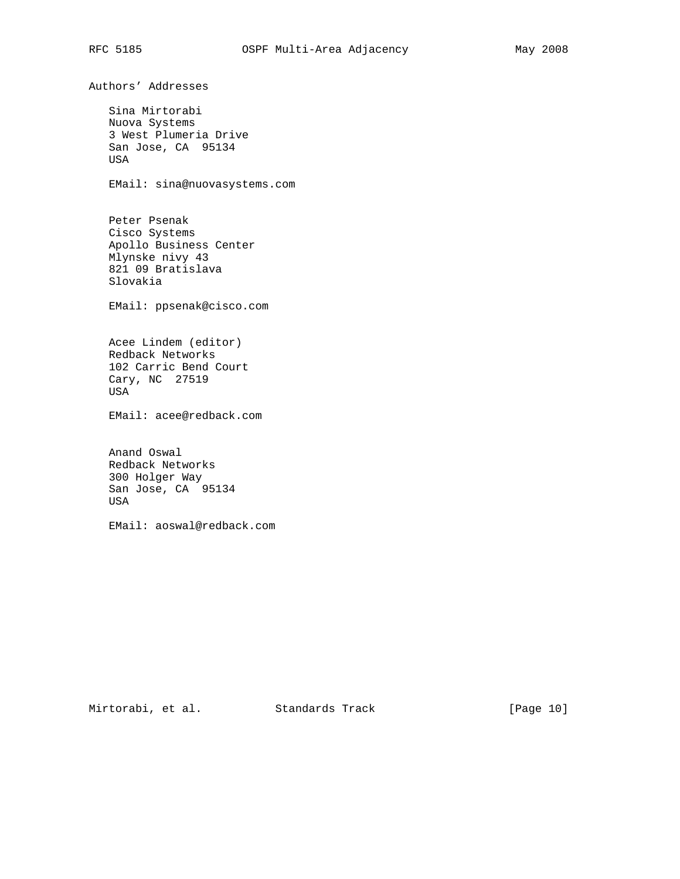## Authors' Addresses

Sina Mirtorabi
Nuova Systems
3 West Plumeria Drive
San Jose, CA  95134
USA

EMail: sina@nuovasystems.com

Peter Psenak
Cisco Systems
Apollo Business Center
Mlynske nivy 43
821 09 Bratislava
Slovakia

EMail: ppsenak@cisco.com

Acee Lindem (editor)
Redback Networks
102 Carric Bend Court
Cary, NC  27519
USA

EMail: acee@redback.com

Anand Oswal
Redback Networks
300 Holger Way
San Jose, CA  95134
USA

EMail: aoswal@redback.com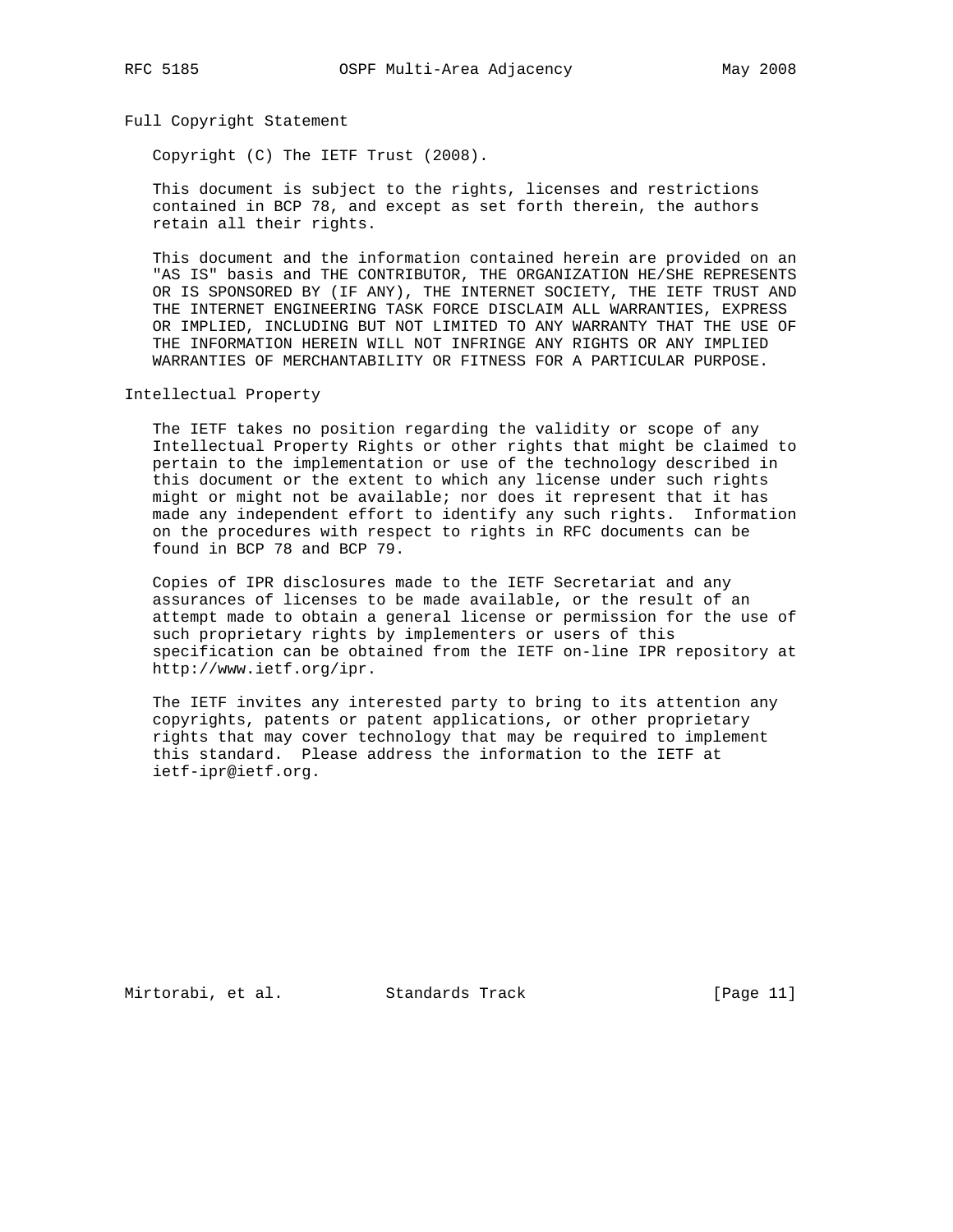## Full Copyright Statement

Copyright (C) The IETF Trust (2008).

This document is subject to the rights, licenses and restrictions contained in BCP 78, and except as set forth therein, the authors retain all their rights.

This document and the information contained herein are provided on an "AS IS" basis and THE CONTRIBUTOR, THE ORGANIZATION HE/SHE REPRESENTS OR IS SPONSORED BY (IF ANY), THE INTERNET SOCIETY, THE IETF TRUST AND THE INTERNET ENGINEERING TASK FORCE DISCLAIM ALL WARRANTIES, EXPRESS OR IMPLIED, INCLUDING BUT NOT LIMITED TO ANY WARRANTY THAT THE USE OF THE INFORMATION HEREIN WILL NOT INFRINGE ANY RIGHTS OR ANY IMPLIED WARRANTIES OF MERCHANTABILITY OR FITNESS FOR A PARTICULAR PURPOSE.

## Intellectual Property

The IETF takes no position regarding the validity or scope of any Intellectual Property Rights or other rights that might be claimed to pertain to the implementation or use of the technology described in this document or the extent to which any license under such rights might or might not be available; nor does it represent that it has made any independent effort to identify any such rights. Information on the procedures with respect to rights in RFC documents can be found in BCP 78 and BCP 79.

Copies of IPR disclosures made to the IETF Secretariat and any assurances of licenses to be made available, or the result of an attempt made to obtain a general license or permission for the use of such proprietary rights by implementers or users of this specification can be obtained from the IETF on-line IPR repository at http://www.ietf.org/ipr.

The IETF invites any interested party to bring to its attention any copyrights, patents or patent applications, or other proprietary rights that may cover technology that may be required to implement this standard. Please address the information to the IETF at ietf-ipr@ietf.org.